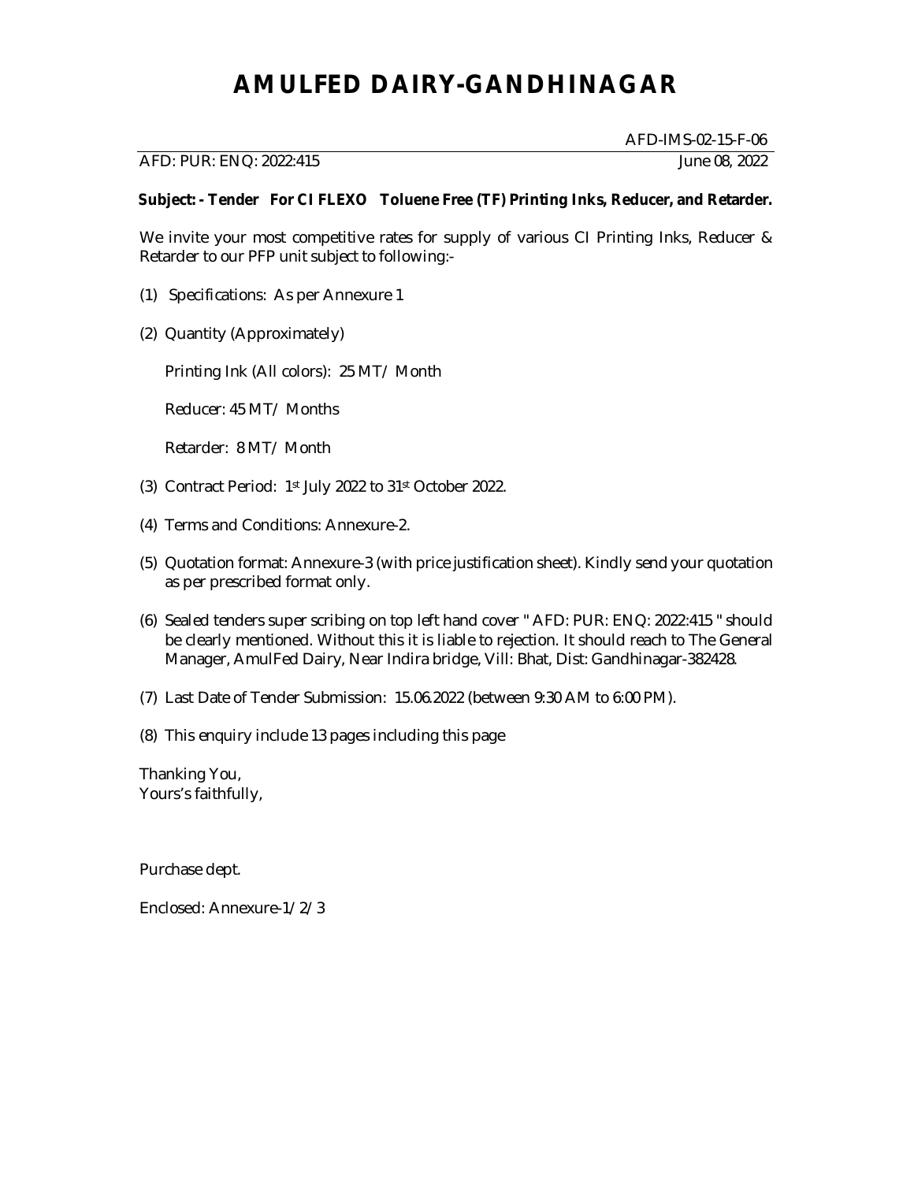# AMULFED DAIRY-GANDHINAGAR

AFD-IMS-02-15-F-06

AFD: PUR: ENQ: 2022:415 June 08, 2022

**Subject: - Tender For CI FLEXO Toluene Free (TF) Printing Inks, Reducer, and Retarder.**

We invite your most competitive rates for supply of various CI Printing Inks, Reducer & Retarder to our PFP unit subject to following:-

(1) Specifications: As per Annexure 1

(2) Quantity (Approximately)

Printing Ink (All colors): 25 MT/ Month

Reducer: 45 MT/ Months

Retarder: 8 MT/ Month

(3) Contract Period: 1st July 2022 to 31st October 2022.

(4) Terms and Conditions: Annexure-2.

(5) Quotation format: Annexure-3 (with price justification sheet). Kindly send your quotation as per prescribed format only.

(6) Sealed tenders super scribing on top left hand cover " AFD: PUR: ENQ: 2022:415 " should be clearly mentioned. Without this it is liable to rejection. It should reach to The General Manager, AmulFed Dairy, Near Indira bridge, Vill: Bhat, Dist: Gandhinagar-382428.

(7) Last Date of Tender Submission: 15.06.2022 (between 9:30 AM to 6:00 PM).

(8) This enquiry include 13 pages including this page

Thanking You,
Yours's faithfully,

Purchase dept.

Enclosed: Annexure-1/ 2/ 3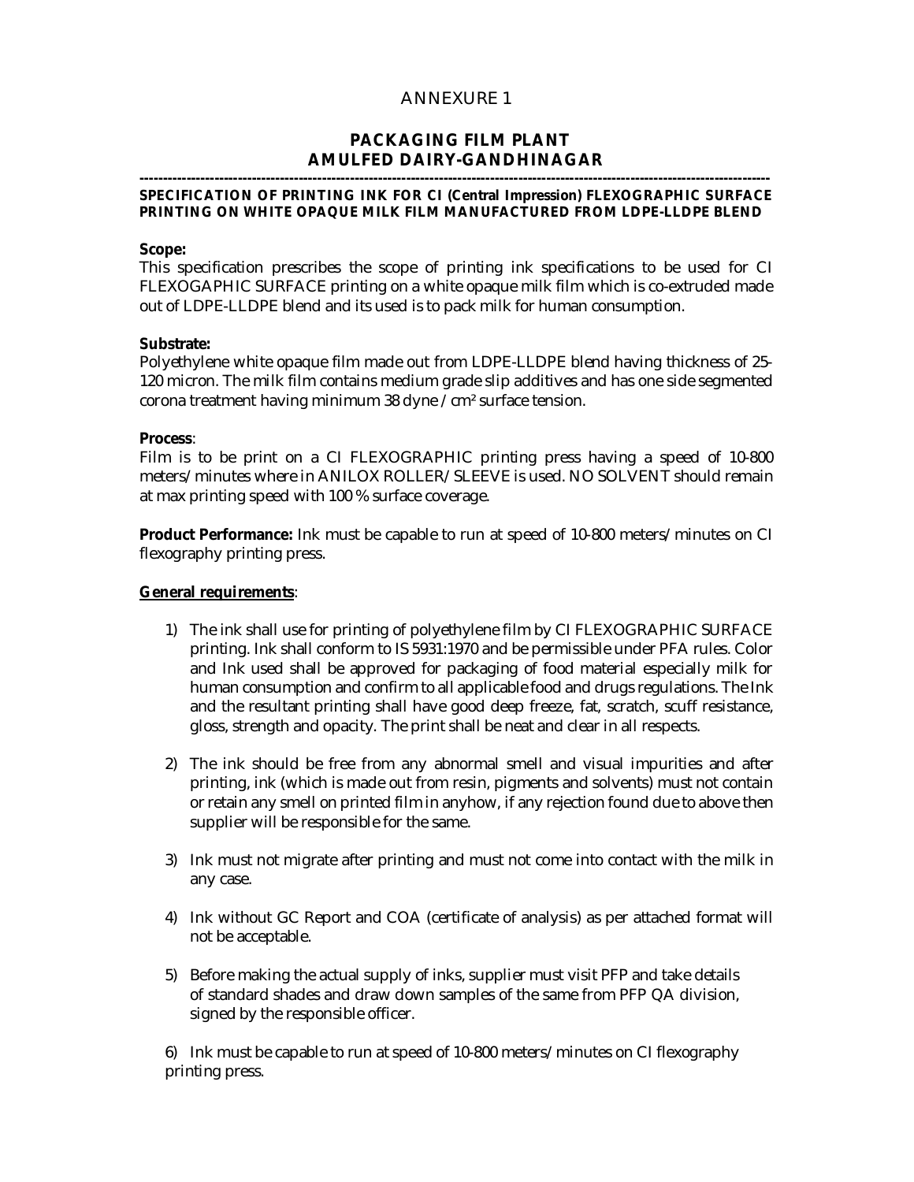# ANNEXURE 1

## PACKAGING FILM PLANT
## AMULFED DAIRY-GANDHINAGAR

---

**SPECIFICATION OF PRINTING INK FOR CI (Central Impression) FLEXOGRAPHIC SURFACE PRINTING ON WHITE OPAQUE MILK FILM MANUFACTURED FROM LDPE-LLDPE BLEND**

**Scope:**
This specification prescribes the scope of printing ink specifications to be used for CI FLEXOGAPHIC SURFACE printing on a white opaque milk film which is co-extruded made out of LDPE-LLDPE blend and its used is to pack milk for human consumption.

**Substrate:**
Polyethylene white opaque film made out from LDPE-LLDPE blend having thickness of 25-120 micron. The milk film contains medium grade slip additives and has one side segmented corona treatment having minimum 38 dyne / cm² surface tension.

**Process**:
Film is to be print on a CI FLEXOGRAPHIC printing press having a speed of 10-800 meters/minutes where in ANILOX ROLLER/SLEEVE is used. NO SOLVENT should remain at max printing speed with 100 % surface coverage.

**Product Performance:** Ink must be capable to run at speed of 10-800 meters/minutes on CI flexography printing press.

**General requirements**:

1) The ink shall use for printing of polyethylene film by CI FLEXOGRAPHIC SURFACE printing. Ink shall conform to IS 5931:1970 and be permissible under PFA rules. Color and Ink used shall be approved for packaging of food material especially milk for human consumption and confirm to all applicable food and drugs regulations. The Ink and the resultant printing shall have good deep freeze, fat, scratch, scuff resistance, gloss, strength and opacity. The print shall be neat and clear in all respects.

2) The ink should be free from any abnormal smell and visual impurities and after printing, ink (which is made out from resin, pigments and solvents) must not contain or retain any smell on printed film in anyhow, if any rejection found due to above then supplier will be responsible for the same.

3) Ink must not migrate after printing and must not come into contact with the milk in any case.

4) Ink without GC Report and COA (certificate of analysis) as per attached format will not be acceptable.

5) Before making the actual supply of inks, supplier must visit PFP and take details of standard shades and draw down samples of the same from PFP QA division, signed by the responsible officer.

6) Ink must be capable to run at speed of 10-800 meters/minutes on CI flexography printing press.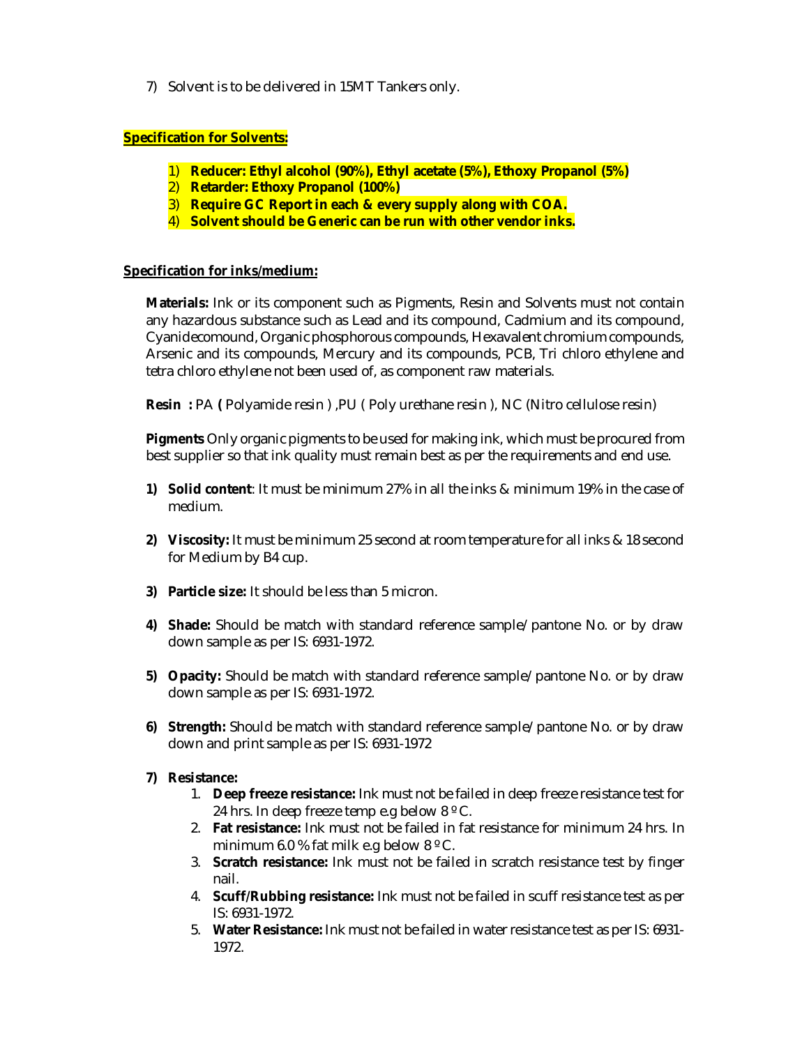7) Solvent is to be delivered in 15MT Tankers only.

**Specification for Solvents:**

1) **Reducer: Ethyl alcohol (90%), Ethyl acetate (5%), Ethoxy Propanol (5%)**
2) **Retarder: Ethoxy Propanol (100%)**
3) **Require GC Report in each & every supply along with COA.**
4) **Solvent should be Generic can be run with other vendor inks.**

**Specification for inks/medium:**

**Materials:** Ink or its component such as Pigments, Resin and Solvents must not contain any hazardous substance such as Lead and its compound, Cadmium and its compound, Cyanidecomound, Organic phosphorous compounds, Hexavalent chromium compounds, Arsenic and its compounds, Mercury and its compounds, PCB, Tri chloro ethylene and tetra chloro ethylene not been used of, as component raw materials.

**Resin :** PA **(** Polyamide resin ) ,PU ( Poly urethane resin ), NC (Nitro cellulose resin)

**Pigments** Only organic pigments to be used for making ink, which must be procured from best supplier so that ink quality must remain best as per the requirements and end use.

1) **Solid content**: It must be minimum 27% in all the inks & minimum 19% in the case of medium.

2) **Viscosity:** It must be minimum 25 second at room temperature for all inks & 18 second for Medium by B4 cup.

3) **Particle size:** It should be less than 5 micron.

4) **Shade:** Should be match with standard reference sample/ pantone No. or by draw down sample as per IS: 6931-1972.

5) **Opacity:** Should be match with standard reference sample/ pantone No. or by draw down sample as per IS: 6931-1972.

6) **Strength:** Should be match with standard reference sample/ pantone No. or by draw down and print sample as per IS: 6931-1972

7) **Resistance:**
    1. **Deep freeze resistance:** Ink must not be failed in deep freeze resistance test for 24 hrs. In deep freeze temp e.g below 8 ºC.
    2. **Fat resistance:** Ink must not be failed in fat resistance for minimum 24 hrs. In minimum 6.0 % fat milk e.g below 8 ºC.
    3. **Scratch resistance:** Ink must not be failed in scratch resistance test by finger nail.
    4. **Scuff/Rubbing resistance:** Ink must not be failed in scuff resistance test as per IS: 6931-1972.
    5. **Water Resistance:** Ink must not be failed in water resistance test as per IS: 6931-1972.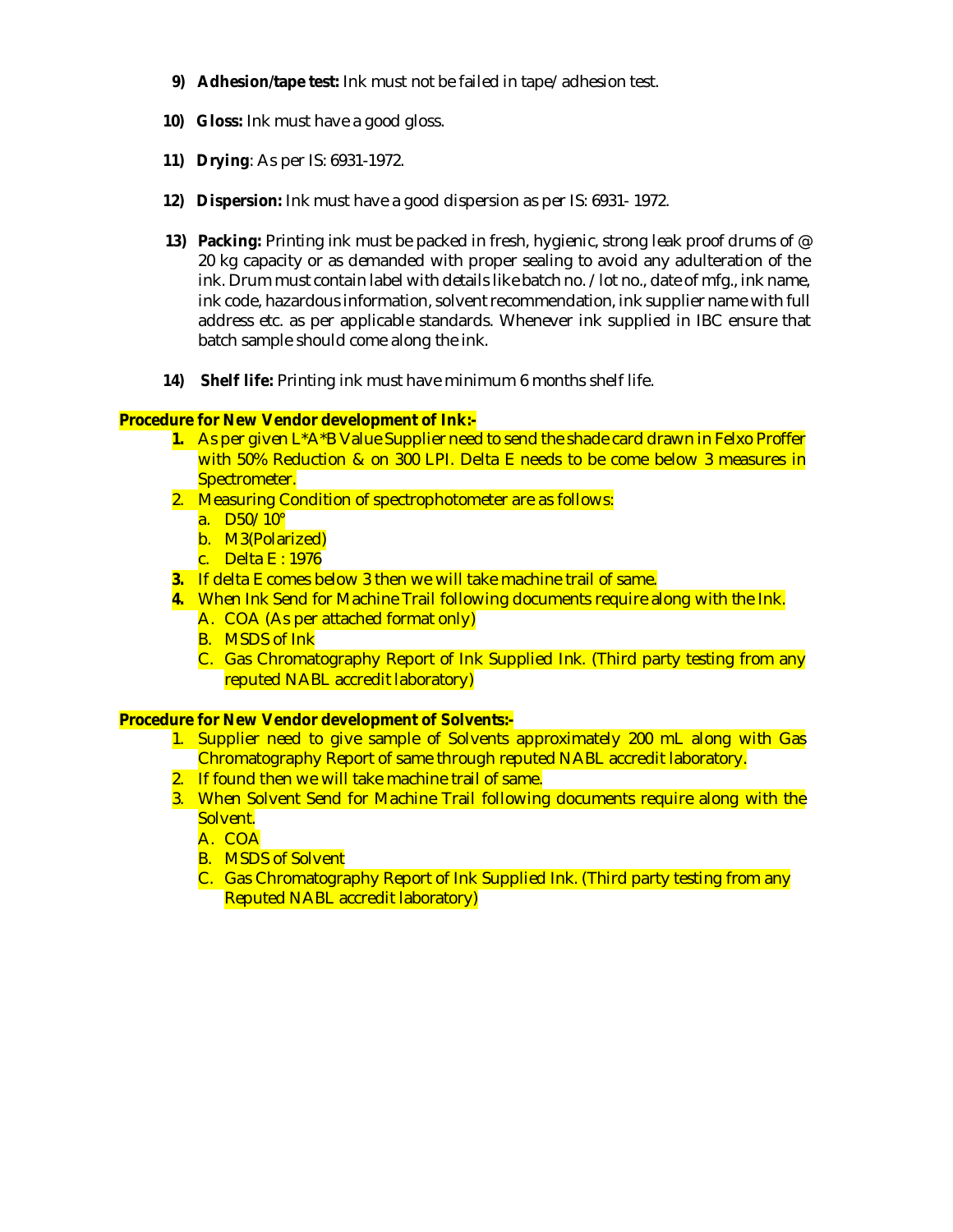9) **Adhesion/tape test:** Ink must not be failed in tape/ adhesion test.

10) **Gloss:** Ink must have a good gloss.

11) **Drying**: As per IS: 6931-1972.

12) **Dispersion:** Ink must have a good dispersion as per IS: 6931- 1972.

13) **Packing:** Printing ink must be packed in fresh, hygienic, strong leak proof drums of @ 20 kg capacity or as demanded with proper sealing to avoid any adulteration of the ink. Drum must contain label with details like batch no. / lot no., date of mfg., ink name, ink code, hazardous information, solvent recommendation, ink supplier name with full address etc. as per applicable standards. Whenever ink supplied in IBC ensure that batch sample should come along the ink.

14) **Shelf life:** Printing ink must have minimum 6 months shelf life.

**Procedure for New Vendor development of Ink:-**

1. As per given L*A*B Value Supplier need to send the shade card drawn in Felxo Proffer with 50% Reduction & on 300 LPI. Delta E needs to be come below 3 measures in Spectrometer.
2. Measuring Condition of spectrophotometer are as follows:
   a. D50/10°
   b. M3(Polarized)
   c. Delta E : 1976
3. If delta E comes below 3 then we will take machine trail of same.
4. When Ink Send for Machine Trail following documents require along with the Ink.
   A. COA (As per attached format only)
   B. MSDS of Ink
   C. Gas Chromatography Report of Ink Supplied Ink. (Third party testing from any reputed NABL accredit laboratory)

**Procedure for New Vendor development of Solvents:-**

1. Supplier need to give sample of Solvents approximately 200 mL along with Gas Chromatography Report of same through reputed NABL accredit laboratory.
2. If found then we will take machine trail of same.
3. When Solvent Send for Machine Trail following documents require along with the Solvent.
   A. COA
   B. MSDS of Solvent
   C. Gas Chromatography Report of Ink Supplied Ink. (Third party testing from any Reputed NABL accredit laboratory)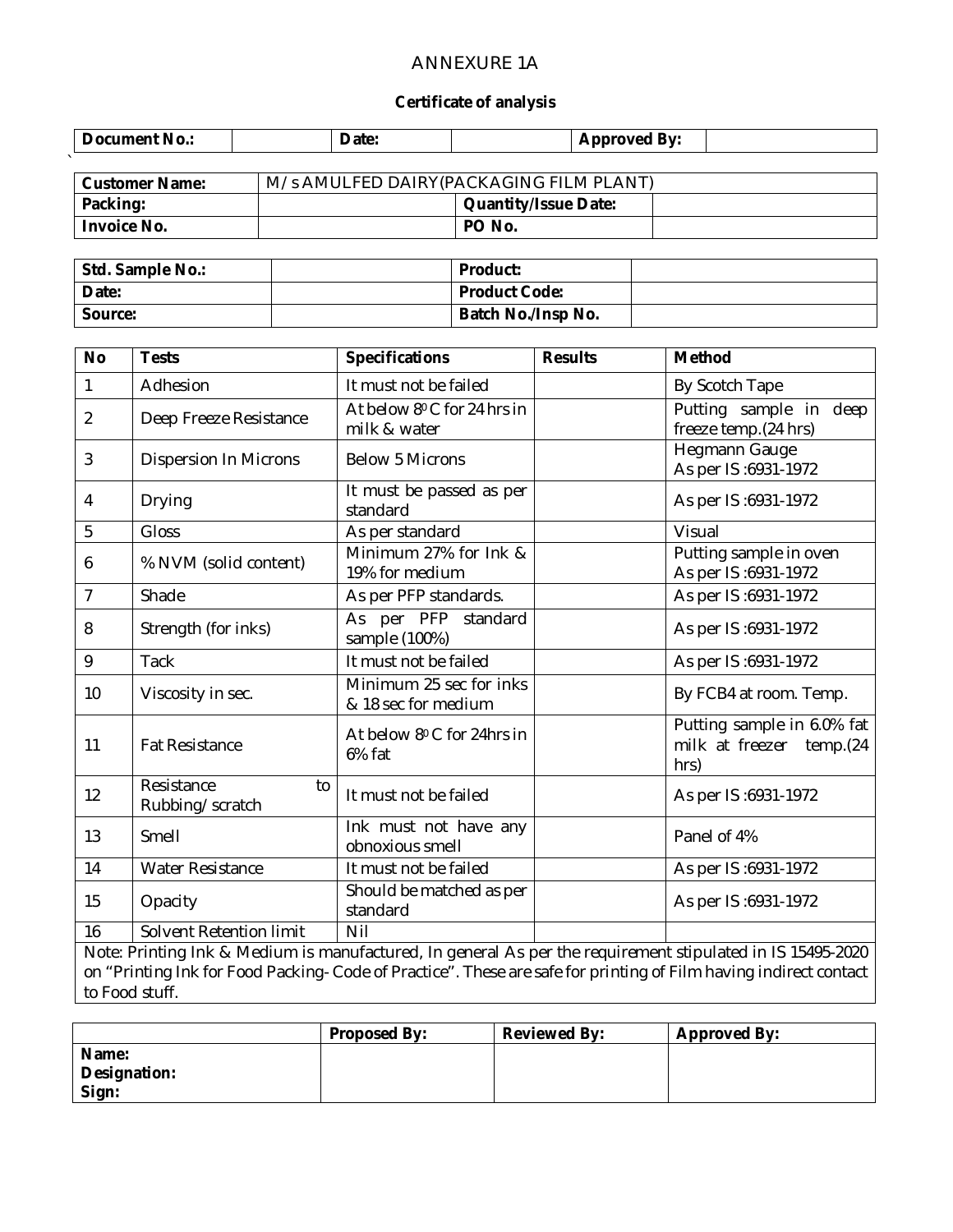# ANNEXURE 1A

**Certificate of analysis**

| **Document No.:** | | **Date:** | | **Approved By:** | |
|---|---|---|---|---|---|

| **Customer Name:** | M/s AMULFED DAIRY(PACKAGING FILM PLANT) | | |
|---|---|---|---|
| **Packing:** | | **Quantity/Issue Date:** | |
| **Invoice No.** | | **PO No.** | |

| **Std. Sample No.:** | | **Product:** | |
|---|---|---|---|
| **Date:** | | **Product Code:** | |
| **Source:** | | **Batch No./Insp No.** | |

| **No** | **Tests** | **Specifications** | **Results** | **Method** |
|---|---|---|---|---|
| 1 | Adhesion | It must not be failed | | By Scotch Tape |
| 2 | Deep Freeze Resistance | At below $8^0$ C for 24 hrs in milk & water | | Putting sample in deep freeze temp.(24 hrs) |
| 3 | Dispersion In Microns | Below 5 Microns | | Hegmann Gauge As per IS :6931-1972 |
| 4 | Drying | It must be passed as per standard | | As per IS :6931-1972 |
| 5 | Gloss | As per standard | | Visual |
| 6 | % NVM (solid content) | Minimum 27% for Ink & 19% for medium | | Putting sample in oven As per IS :6931-1972 |
| 7 | Shade | As per PFP standards. | | As per IS :6931-1972 |
| 8 | Strength (for inks) | As per PFP standard sample (100%) | | As per IS :6931-1972 |
| 9 | Tack | It must not be failed | | As per IS :6931-1972 |
| 10 | Viscosity in sec. | Minimum 25 sec for inks & 18 sec for medium | | By FCB4 at room. Temp. |
| 11 | Fat Resistance | At below $8^0$ C for 24hrs in 6% fat | | Putting sample in 6.0% fat milk at freezer temp.(24 hrs) |
| 12 | Resistance to Rubbing/ scratch | It must not be failed | | As per IS :6931-1972 |
| 13 | Smell | Ink must not have any obnoxious smell | | Panel of 4% |
| 14 | Water Resistance | It must not be failed | | As per IS :6931-1972 |
| 15 | Opacity | Should be matched as per standard | | As per IS :6931-1972 |
| 16 | Solvent Retention limit | Nil | | |

Note: Printing Ink & Medium is manufactured, In general As per the requirement stipulated in IS 15495-2020 on "Printing Ink for Food Packing- Code of Practice". These are safe for printing of Film having indirect contact to Food stuff.

| | **Proposed By:** | **Reviewed By:** | **Approved By:** |
|---|---|---|---|
| **Name:** **Designation:** **Sign:** | | | |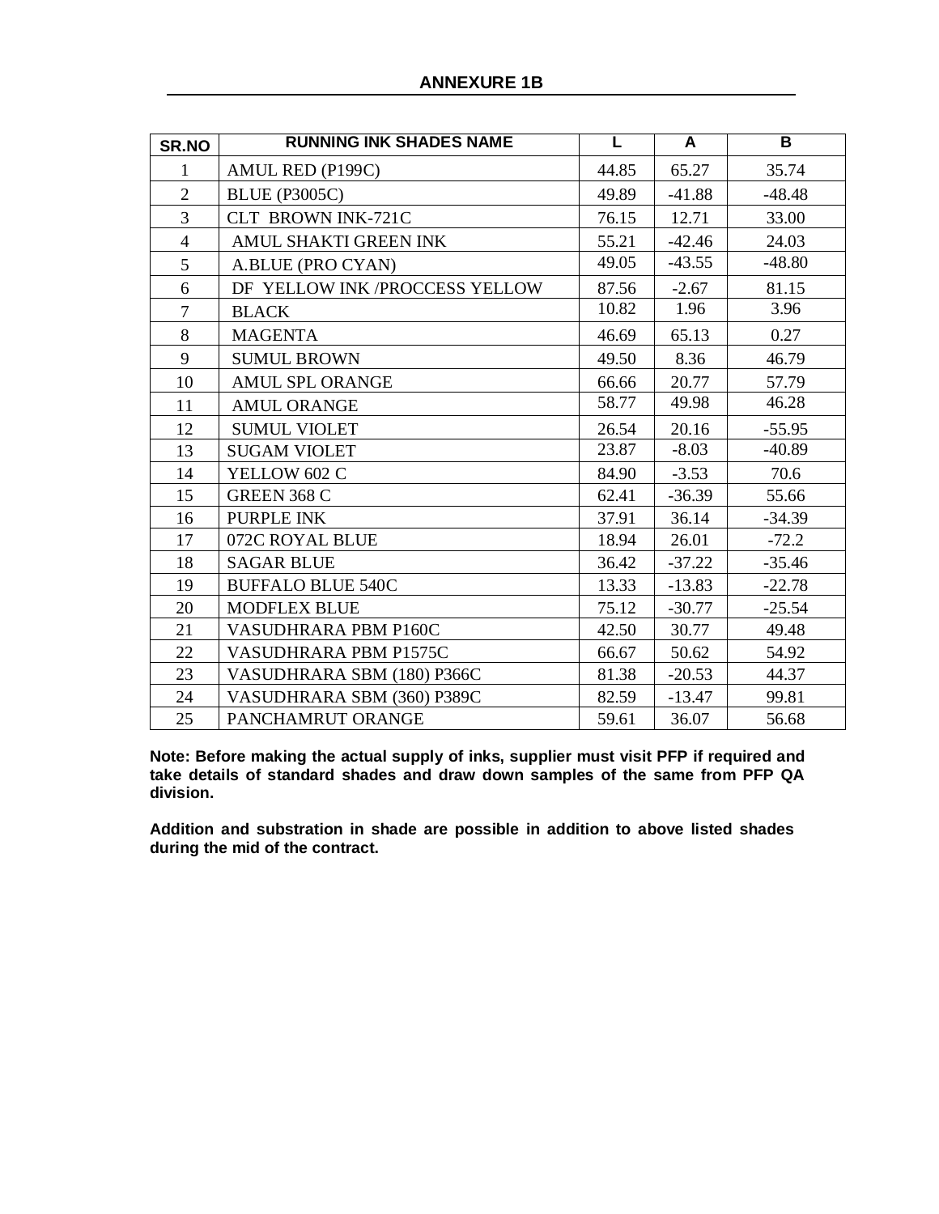## ANNEXURE 1B

| SR.NO | RUNNING INK SHADES NAME | L | A | B |
|---|---|---|---|---|
| 1 | AMUL RED (P199C) | 44.85 | 65.27 | 35.74 |
| 2 | BLUE (P3005C) | 49.89 | -41.88 | -48.48 |
| 3 | CLT BROWN INK-721C | 76.15 | 12.71 | 33.00 |
| 4 | AMUL SHAKTI GREEN INK | 55.21 | -42.46 | 24.03 |
| 5 | A.BLUE (PRO CYAN) | 49.05 | -43.55 | -48.80 |
| 6 | DF YELLOW INK /PROCCESS YELLOW | 87.56 | -2.67 | 81.15 |
| 7 | BLACK | 10.82 | 1.96 | 3.96 |
| 8 | MAGENTA | 46.69 | 65.13 | 0.27 |
| 9 | SUMUL BROWN | 49.50 | 8.36 | 46.79 |
| 10 | AMUL SPL ORANGE | 66.66 | 20.77 | 57.79 |
| 11 | AMUL ORANGE | 58.77 | 49.98 | 46.28 |
| 12 | SUMUL VIOLET | 26.54 | 20.16 | -55.95 |
| 13 | SUGAM VIOLET | 23.87 | -8.03 | -40.89 |
| 14 | YELLOW 602 C | 84.90 | -3.53 | 70.6 |
| 15 | GREEN 368 C | 62.41 | -36.39 | 55.66 |
| 16 | PURPLE INK | 37.91 | 36.14 | -34.39 |
| 17 | 072C ROYAL BLUE | 18.94 | 26.01 | -72.2 |
| 18 | SAGAR BLUE | 36.42 | -37.22 | -35.46 |
| 19 | BUFFALO BLUE 540C | 13.33 | -13.83 | -22.78 |
| 20 | MODFLEX BLUE | 75.12 | -30.77 | -25.54 |
| 21 | VASUDHRARA PBM P160C | 42.50 | 30.77 | 49.48 |
| 22 | VASUDHRARA PBM P1575C | 66.67 | 50.62 | 54.92 |
| 23 | VASUDHRARA SBM (180) P366C | 81.38 | -20.53 | 44.37 |
| 24 | VASUDHRARA SBM (360) P389C | 82.59 | -13.47 | 99.81 |
| 25 | PANCHAMRUT ORANGE | 59.61 | 36.07 | 56.68 |

**Note: Before making the actual supply of inks, supplier must visit PFP if required and take details of standard shades and draw down samples of the same from PFP QA division.**

**Addition and substration in shade are possible in addition to above listed shades during the mid of the contract.**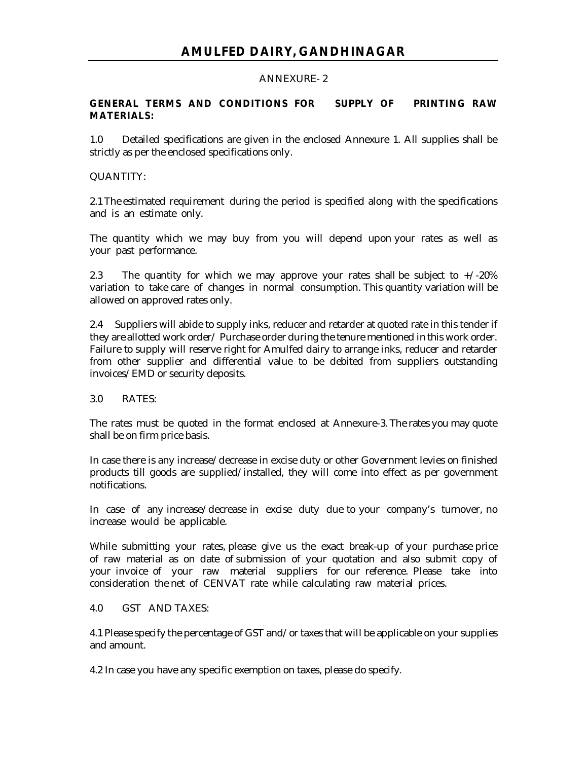# AMULFED DAIRY, GANDHINAGAR

ANNEXURE- 2

**GENERAL TERMS AND CONDITIONS FOR SUPPLY OF PRINTING RAW MATERIALS:**

1.0 Detailed specifications are given in the enclosed Annexure 1. All supplies shall be strictly as per the enclosed specifications only.

QUANTITY:

2.1 The estimated requirement during the period is specified along with the specifications and is an estimate only.

The quantity which we may buy from you will depend upon your rates as well as your past performance.

2.3 The quantity for which we may approve your rates shall be subject to +/-20% variation to take care of changes in normal consumption. This quantity variation will be allowed on approved rates only.

2.4 Suppliers will abide to supply inks, reducer and retarder at quoted rate in this tender if they are allotted work order/ Purchase order during the tenure mentioned in this work order. Failure to supply will reserve right for Amulfed dairy to arrange inks, reducer and retarder from other supplier and differential value to be debited from suppliers outstanding invoices/EMD or security deposits.

3.0 RATES:

The rates must be quoted in the format enclosed at Annexure-3. The rates you may quote shall be on firm price basis.

In case there is any increase/decrease in excise duty or other Government levies on finished products till goods are supplied/installed, they will come into effect as per government notifications.

In case of any increase/decrease in excise duty due to your company's turnover, no increase would be applicable.

While submitting your rates, please give us the exact break-up of your purchase price of raw material as on date of submission of your quotation and also submit copy of your invoice of your raw material suppliers for our reference. Please take into consideration the net of CENVAT rate while calculating raw material prices.

4.0 GST AND TAXES:

4.1 Please specify the percentage of GST and/or taxes that will be applicable on your supplies and amount.

4.2 In case you have any specific exemption on taxes, please do specify.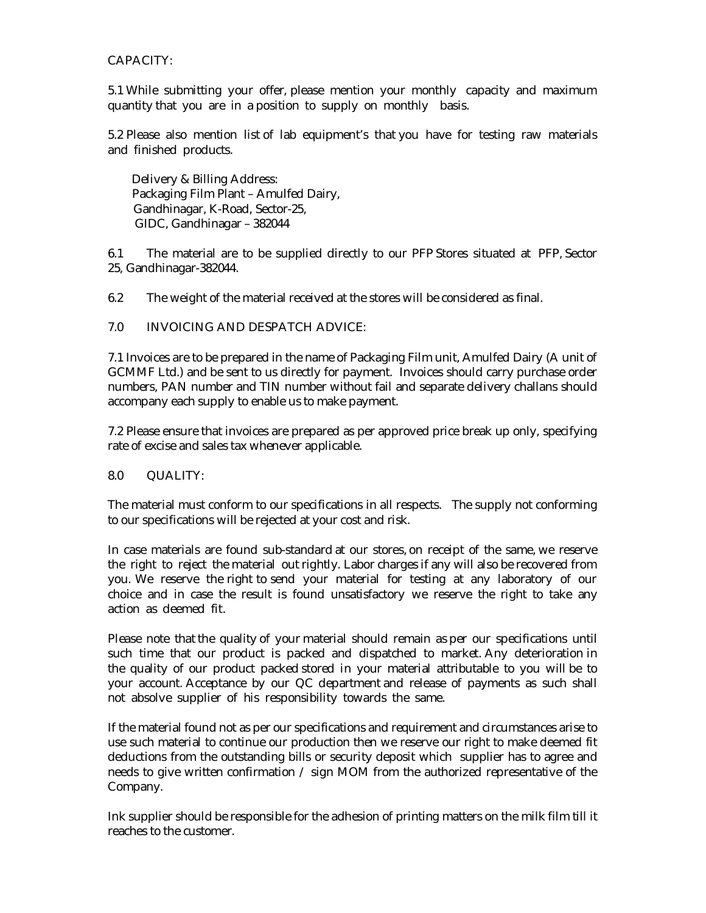CAPACITY:

5.1 While submitting your offer, please mention your monthly capacity and maximum quantity that you are in a position to supply on monthly basis.

5.2 Please also mention list of lab equipment's that you have for testing raw materials and finished products.

Delivery & Billing Address:  
Packaging Film Plant – Amulfed Dairy,  
Gandhinagar, K-Road, Sector-25,  
GIDC, Gandhinagar – 382044

6.1 The material are to be supplied directly to our PFP Stores situated at PFP, Sector 25, Gandhinagar-382044.

6.2 The weight of the material received at the stores will be considered as final.

7.0 INVOICING AND DESPATCH ADVICE:

7.1 Invoices are to be prepared in the name of Packaging Film unit, Amulfed Dairy (A unit of GCMMF Ltd.) and be sent to us directly for payment. Invoices should carry purchase order numbers, PAN number and TIN number without fail and separate delivery challans should accompany each supply to enable us to make payment.

7.2 Please ensure that invoices are prepared as per approved price break up only, specifying rate of excise and sales tax whenever applicable.

8.0 QUALITY:

The material must conform to our specifications in all respects. The supply not conforming to our specifications will be rejected at your cost and risk.

In case materials are found sub-standard at our stores, on receipt of the same, we reserve the right to reject the material out rightly. Labor charges if any will also be recovered from you. We reserve the right to send your material for testing at any laboratory of our choice and in case the result is found unsatisfactory we reserve the right to take any action as deemed fit.

Please note that the quality of your material should remain as per our specifications until such time that our product is packed and dispatched to market. Any deterioration in the quality of our product packed stored in your material attributable to you will be to your account. Acceptance by our QC department and release of payments as such shall not absolve supplier of his responsibility towards the same.

If the material found not as per our specifications and requirement and circumstances arise to use such material to continue our production then we reserve our right to make deemed fit deductions from the outstanding bills or security deposit which supplier has to agree and needs to give written confirmation / sign MOM from the authorized representative of the Company.

Ink supplier should be responsible for the adhesion of printing matters on the milk film till it reaches to the customer.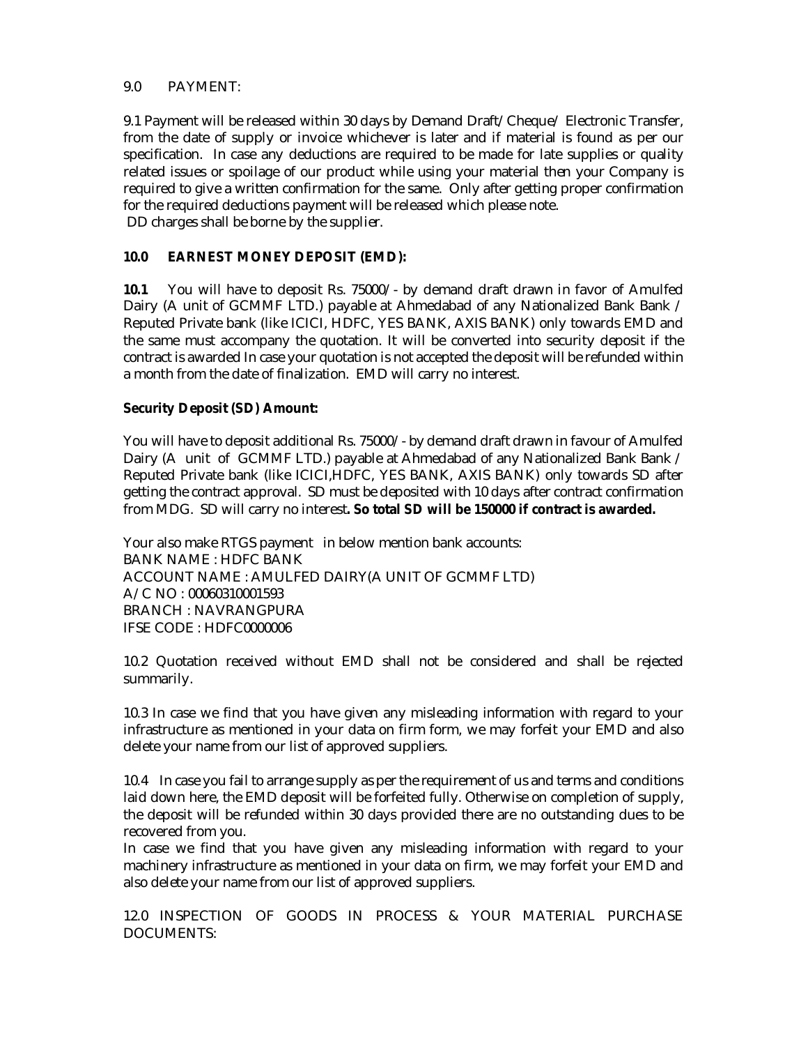9.0 PAYMENT:

9.1 Payment will be released within 30 days by Demand Draft/ Cheque/ Electronic Transfer, from the date of supply or invoice whichever is later and if material is found as per our specification. In case any deductions are required to be made for late supplies or quality related issues or spoilage of our product while using your material then your Company is required to give a written confirmation for the same. Only after getting proper confirmation for the required deductions payment will be released which please note.
DD charges shall be borne by the supplier.

**10.0 EARNEST MONEY DEPOSIT (EMD):**

**10.1** You will have to deposit Rs. 75000/- by demand draft drawn in favor of Amulfed Dairy (A unit of GCMMF LTD.) payable at Ahmedabad of any Nationalized Bank Bank / Reputed Private bank (like ICICI, HDFC, YES BANK, AXIS BANK) only towards EMD and the same must accompany the quotation. It will be converted into security deposit if the contract is awarded In case your quotation is not accepted the deposit will be refunded within a month from the date of finalization. EMD will carry no interest.

**Security Deposit (SD) Amount:**

You will have to deposit additional Rs. 75000/- by demand draft drawn in favour of Amulfed Dairy (A unit of GCMMF LTD.) payable at Ahmedabad of any Nationalized Bank Bank / Reputed Private bank (like ICICI,HDFC, YES BANK, AXIS BANK) only towards SD after getting the contract approval. SD must be deposited with 10 days after contract confirmation from MDG. SD will carry no interest**. So total SD will be 150000 if contract is awarded.**

Your also make RTGS payment in below mention bank accounts:
BANK NAME : HDFC BANK
ACCOUNT NAME : AMULFED DAIRY(A UNIT OF GCMMF LTD)
A/C NO : 00060310001593
BRANCH : NAVRANGPURA
IFSE CODE : HDFC0000006

10.2 Quotation received without EMD shall not be considered and shall be rejected summarily.

10.3 In case we find that you have given any misleading information with regard to your infrastructure as mentioned in your data on firm form, we may forfeit your EMD and also delete your name from our list of approved suppliers.

10.4 In case you fail to arrange supply as per the requirement of us and terms and conditions laid down here, the EMD deposit will be forfeited fully. Otherwise on completion of supply, the deposit will be refunded within 30 days provided there are no outstanding dues to be recovered from you.
In case we find that you have given any misleading information with regard to your machinery infrastructure as mentioned in your data on firm, we may forfeit your EMD and also delete your name from our list of approved suppliers.

12.0 INSPECTION OF GOODS IN PROCESS & YOUR MATERIAL PURCHASE DOCUMENTS: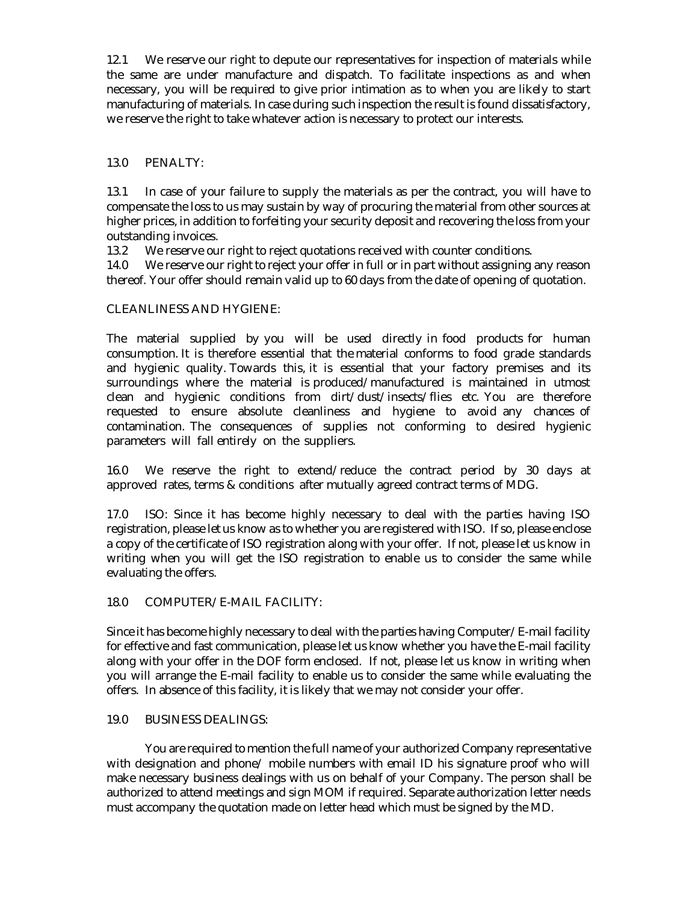12.1 We reserve our right to depute our representatives for inspection of materials while the same are under manufacture and dispatch. To facilitate inspections as and when necessary, you will be required to give prior intimation as to when you are likely to start manufacturing of materials. In case during such inspection the result is found dissatisfactory, we reserve the right to take whatever action is necessary to protect our interests.

13.0 PENALTY:

13.1 In case of your failure to supply the materials as per the contract, you will have to compensate the loss to us may sustain by way of procuring the material from other sources at higher prices, in addition to forfeiting your security deposit and recovering the loss from your outstanding invoices.

13.2 We reserve our right to reject quotations received with counter conditions.

14.0 We reserve our right to reject your offer in full or in part without assigning any reason thereof. Your offer should remain valid up to 60 days from the date of opening of quotation.

CLEANLINESS AND HYGIENE:

The material supplied by you will be used directly in food products for human consumption. It is therefore essential that the material conforms to food grade standards and hygienic quality. Towards this, it is essential that your factory premises and its surroundings where the material is produced/manufactured is maintained in utmost clean and hygienic conditions from dirt/dust/insects/flies etc. You are therefore requested to ensure absolute cleanliness and hygiene to avoid any chances of contamination. The consequences of supplies not conforming to desired hygienic parameters will fall entirely on the suppliers.

16.0 We reserve the right to extend/reduce the contract period by 30 days at approved rates, terms & conditions after mutually agreed contract terms of MDG.

17.0 ISO: Since it has become highly necessary to deal with the parties having ISO registration, please let us know as to whether you are registered with ISO. If so, please enclose a copy of the certificate of ISO registration along with your offer. If not, please let us know in writing when you will get the ISO registration to enable us to consider the same while evaluating the offers.

18.0 COMPUTER/E-MAIL FACILITY:

Since it has become highly necessary to deal with the parties having Computer/E-mail facility for effective and fast communication, please let us know whether you have the E-mail facility along with your offer in the DOF form enclosed. If not, please let us know in writing when you will arrange the E-mail facility to enable us to consider the same while evaluating the offers. In absence of this facility, it is likely that we may not consider your offer.

19.0 BUSINESS DEALINGS:

You are required to mention the full name of your authorized Company representative with designation and phone/ mobile numbers with email ID his signature proof who will make necessary business dealings with us on behalf of your Company. The person shall be authorized to attend meetings and sign MOM if required. Separate authorization letter needs must accompany the quotation made on letter head which must be signed by the MD.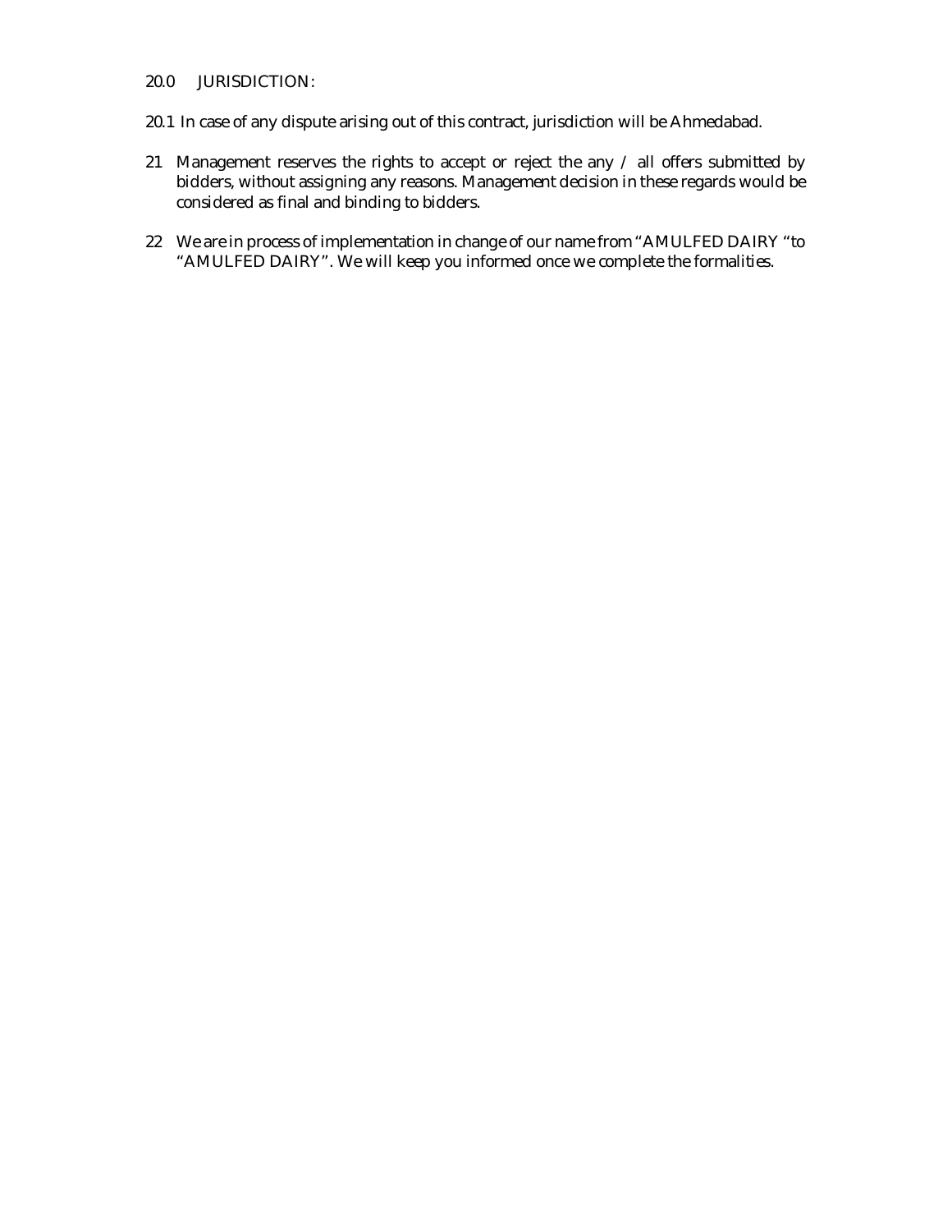## 20.0 JURISDICTION:

20.1 In case of any dispute arising out of this contract, jurisdiction will be Ahmedabad.

21 Management reserves the rights to accept or reject the any / all offers submitted by bidders, without assigning any reasons. Management decision in these regards would be considered as final and binding to bidders.

22 We are in process of implementation in change of our name from "AMULFED DAIRY "to "AMULFED DAIRY". We will keep you informed once we complete the formalities.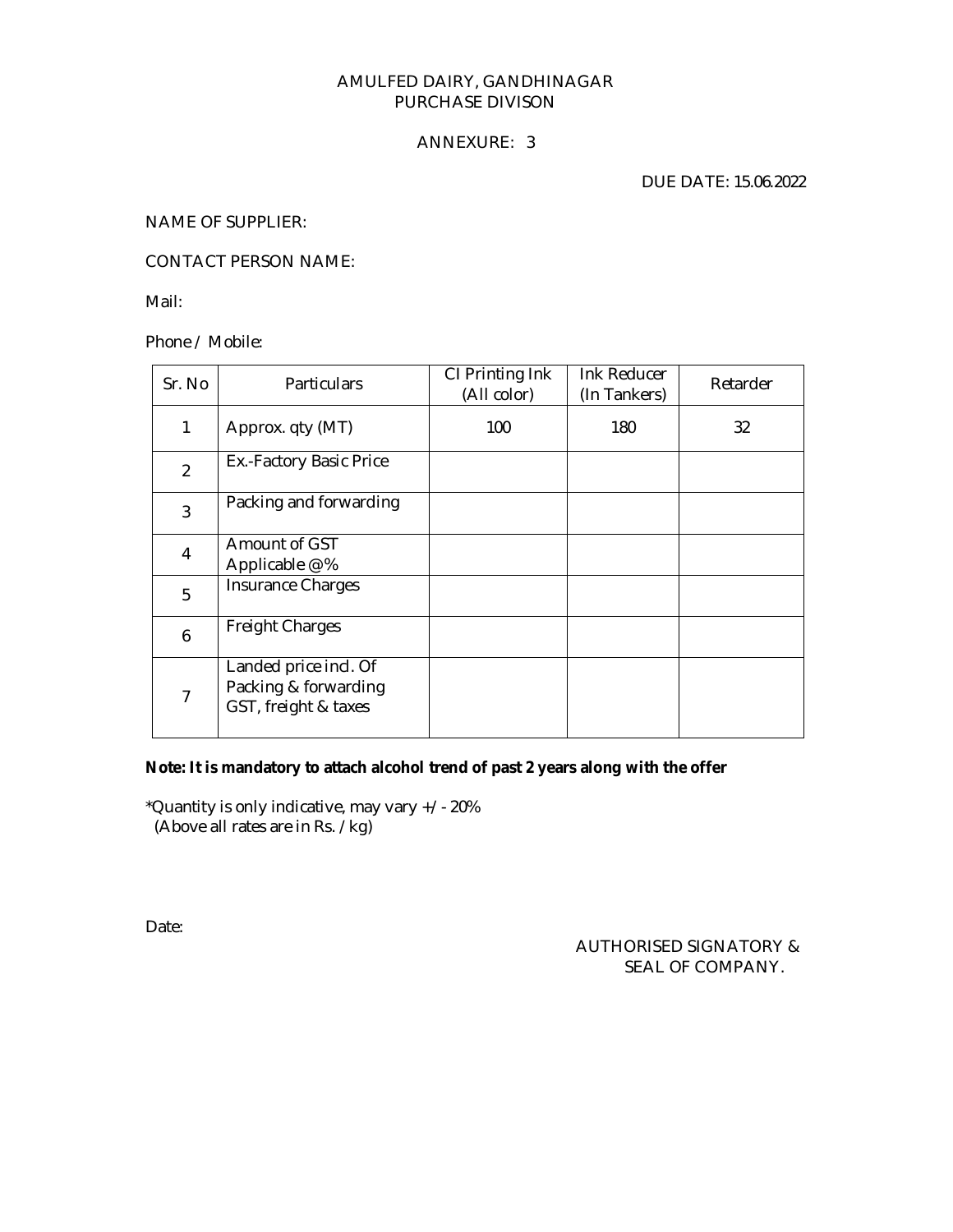AMULFED DAIRY, GANDHINAGAR
PURCHASE DIVISON

ANNEXURE: 3

DUE DATE: 15.06.2022

NAME OF SUPPLIER:

CONTACT PERSON NAME:

Mail:

Phone / Mobile:

| Sr. No | Particulars | CI Printing Ink (All color) | Ink Reducer (In Tankers) | Retarder |
|---|---|---|---|---|
| 1 | Approx. qty (MT) | 100 | 180 | 32 |
| 2 | Ex.-Factory Basic Price | | | |
| 3 | Packing and forwarding | | | |
| 4 | Amount of GST Applicable @% | | | |
| 5 | Insurance Charges | | | |
| 6 | Freight Charges | | | |
| 7 | Landed price incl. Of Packing & forwarding GST, freight & taxes | | | |

**Note: It is mandatory to attach alcohol trend of past 2 years along with the offer**

*Quantity is only indicative, may vary +/- 20%
(Above all rates are in Rs. /kg)

Date:

AUTHORISED SIGNATORY &
SEAL OF COMPANY.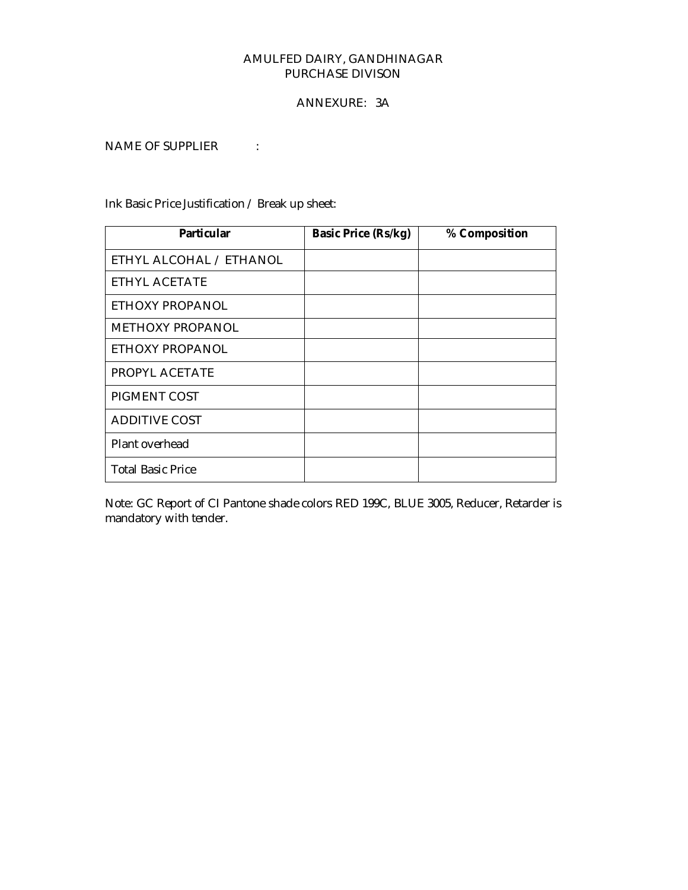AMULFED DAIRY, GANDHINAGAR
PURCHASE DIVISON

ANNEXURE: 3A

NAME OF SUPPLIER :

Ink Basic Price Justification / Break up sheet:

| Particular | Basic Price (Rs/kg) | % Composition |
|---|---|---|
| ETHYL ALCOHAL / ETHANOL | | |
| ETHYL ACETATE | | |
| ETHOXY PROPANOL | | |
| METHOXY PROPANOL | | |
| ETHOXY PROPANOL | | |
| PROPYL ACETATE | | |
| PIGMENT COST | | |
| ADDITIVE COST | | |
| Plant overhead | | |
| Total Basic Price | | |

Note: GC Report of CI Pantone shade colors RED 199C, BLUE 3005, Reducer, Retarder is mandatory with tender.